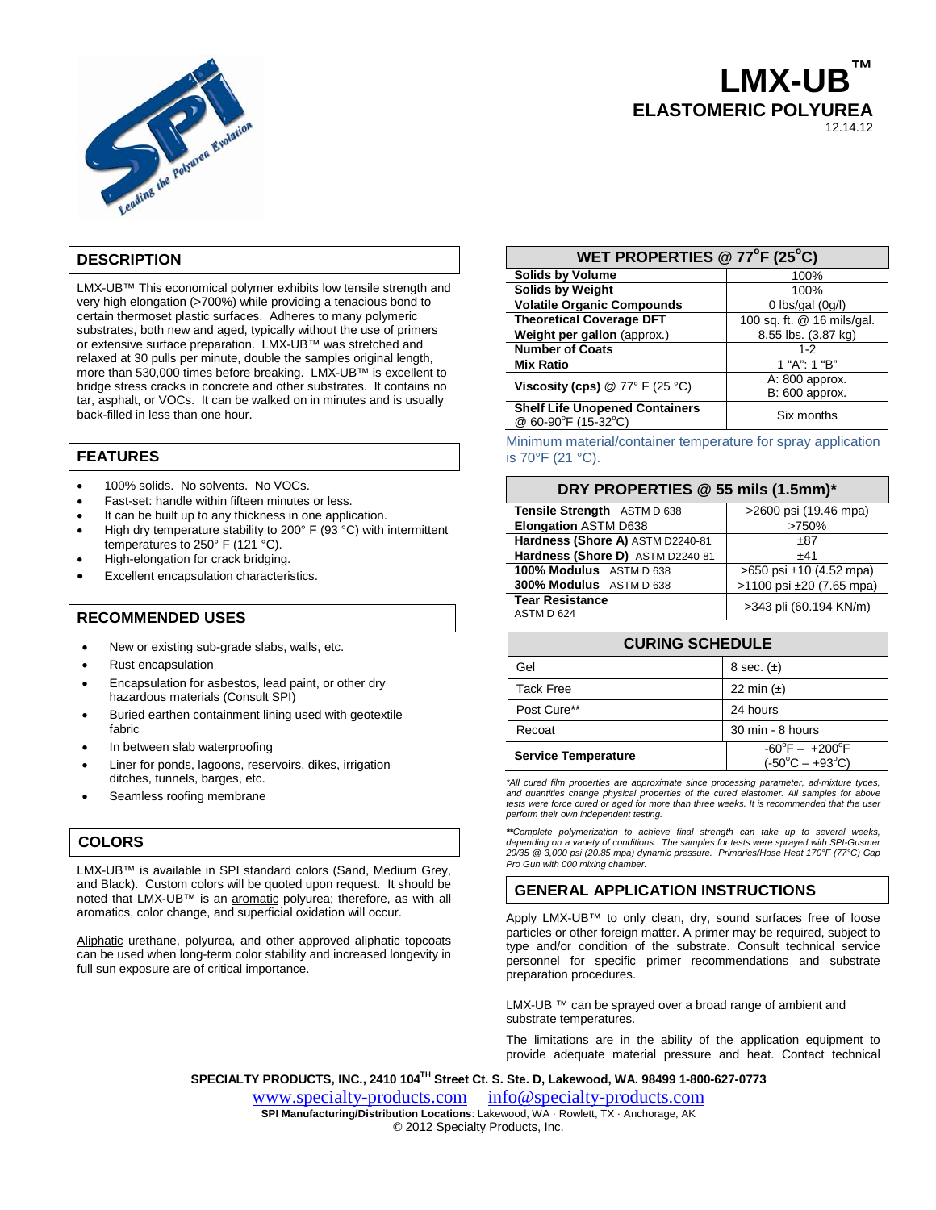# LMX-UB™

## ELASTOMERIC POLYUREA

12.14.12

## DESCRIPTION

LMX-UB™ This economical polymer exhibits low tensile strength and very high elongation (>700%) while providing a tenacious bond to certain thermoset plastic surfaces. Adheres to many polymeric substrates, both new and aged, typically without the use of primers or extensive surface preparation. LMX-UB™ was stretched and relaxed at 30 pulls per minute, double the samples original length, more than 530,000 times before breaking. LMX-UB™ is excellent to bridge stress cracks in concrete and other substrates. It contains no tar, asphalt, or VOCs. It can be walked on in minutes and is usually back-filled in less than one hour.

## FEATURES

- 100% solids. No solvents. No VOCs.
- Fast-set: handle within fifteen minutes or less.
- It can be built up to any thickness in one application.
- High dry temperature stability to 200° F (93 °C) with intermittent temperatures to 250° F (121 °C).
- High-elongation for crack bridging.
- Excellent encapsulation characteristics.

## RECOMMENDED USES

- New or existing sub-grade slabs, walls, etc.
- Rust encapsulation
- Encapsulation for asbestos, lead paint, or other dry hazardous materials (Consult SPI)
- Buried earthen containment lining used with geotextile fabric
- In between slab waterproofing
- Liner for ponds, lagoons, reservoirs, dikes, irrigation ditches, tunnels, barges, etc.
- Seamless roofing membrane

## COLORS

LMX-UB™ is available in SPI standard colors (Sand, Medium Grey, and Black). Custom colors will be quoted upon request. It should be noted that LMX-UB™ is an aromatic polyurea; therefore, as with all aromatics, color change, and superficial oxidation will occur.

Aliphatic urethane, polyurea, and other approved aliphatic topcoats can be used when long-term color stability and increased longevity in full sun exposure are of critical importance.

| WET PROPERTIES @ 77°F (25°C) | |
|---|---|
| **Solids by Volume** | 100% |
| **Solids by Weight** | 100% |
| **Volatile Organic Compounds** | 0 lbs/gal (0g/l) |
| **Theoretical Coverage DFT** | 100 sq. ft. @ 16 mils/gal. |
| **Weight per gallon** (approx.) | 8.55 lbs. (3.87 kg) |
| **Number of Coats** | 1-2 |
| **Mix Ratio** | 1 "A": 1 "B" |
| **Viscosity (cps)** @ 77° F (25 °C) | A: 800 approx.<br>B: 600 approx. |
| **Shelf Life Unopened Containers** @ 60-90°F (15-32°C) | Six months |

Minimum material/container temperature for spray application is 70°F (21 °C).

| DRY PROPERTIES @ 55 mils (1.5mm)* | |
|---|---|
| **Tensile Strength** ASTM D 638 | >2600 psi (19.46 mpa) |
| **Elongation** ASTM D638 | >750% |
| **Hardness (Shore A)** ASTM D2240-81 | ±87 |
| **Hardness (Shore D)** ASTM D2240-81 | ±41 |
| **100% Modulus** ASTM D 638 | >650 psi ±10 (4.52 mpa) |
| **300% Modulus** ASTM D 638 | >1100 psi ±20 (7.65 mpa) |
| **Tear Resistance** ASTM D 624 | >343 pli (60.194 KN/m) |

| CURING SCHEDULE | |
|---|---|
| Gel | 8 sec. (±) |
| Tack Free | 22 min (±) |
| Post Cure** | 24 hours |
| Recoat | 30 min - 8 hours |
| **Service Temperature** | -60°F – +200°F<br>(-50°C – +93°C) |

*\*All cured film properties are approximate since processing parameter, ad-mixture types, and quantities change physical properties of the cured elastomer. All samples for above tests were force cured or aged for more than three weeks. It is recommended that the user perform their own independent testing.*

*\*\*Complete polymerization to achieve final strength can take up to several weeks, depending on a variety of conditions. The samples for tests were sprayed with SPI-Gusmer 20/35 @ 3,000 psi (20.85 mpa) dynamic pressure. Primaries/Hose Heat 170°F (77°C) Gap Pro Gun with 000 mixing chamber.*

## GENERAL APPLICATION INSTRUCTIONS

Apply LMX-UB™ to only clean, dry, sound surfaces free of loose particles or other foreign matter. A primer may be required, subject to type and/or condition of the substrate. Consult technical service personnel for specific primer recommendations and substrate preparation procedures.

LMX-UB ™ can be sprayed over a broad range of ambient and substrate temperatures.

The limitations are in the ability of the application equipment to provide adequate material pressure and heat. Contact technical

**SPECIALTY PRODUCTS, INC., 2410 104TH Street Ct. S. Ste. D, Lakewood, WA. 98499 1-800-627-0773**

www.specialty-products.com info@specialty-products.com

**SPI Manufacturing/Distribution Locations**: Lakewood, WA · Rowlett, TX · Anchorage, AK

© 2012 Specialty Products, Inc.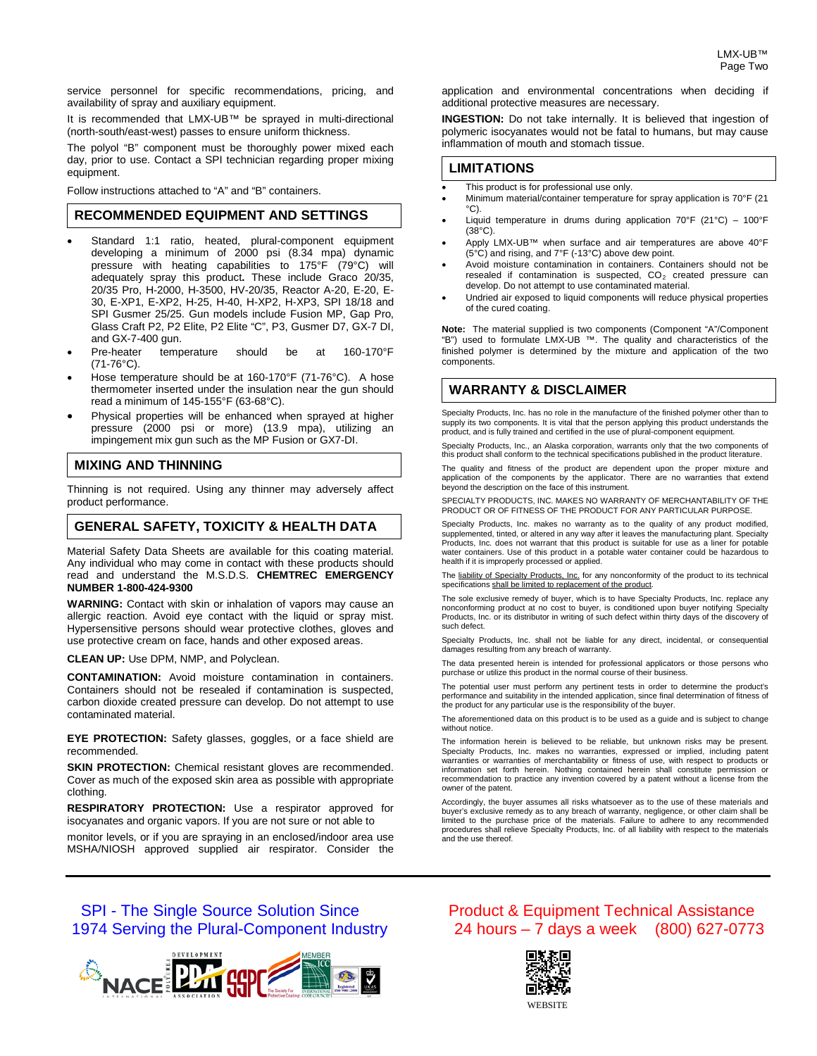service personnel for specific recommendations, pricing, and availability of spray and auxiliary equipment.

It is recommended that LMX-UB™ be sprayed in multi-directional (north-south/east-west) passes to ensure uniform thickness.

The polyol "B" component must be thoroughly power mixed each day, prior to use. Contact a SPI technician regarding proper mixing equipment.

Follow instructions attached to "A" and "B" containers.

## RECOMMENDED EQUIPMENT AND SETTINGS

- Standard 1:1 ratio, heated, plural-component equipment developing a minimum of 2000 psi (8.34 mpa) dynamic pressure with heating capabilities to 175°F (79°C) will adequately spray this product**.** These include Graco 20/35, 20/35 Pro, H-2000, H-3500, HV-20/35, Reactor A-20, E-20, E-30, E-XP1, E-XP2, H-25, H-40, H-XP2, H-XP3, SPI 18/18 and SPI Gusmer 25/25. Gun models include Fusion MP, Gap Pro, Glass Craft P2, P2 Elite, P2 Elite "C", P3, Gusmer D7, GX-7 DI, and GX-7-400 gun.
- Pre-heater temperature should be at 160-170°F (71-76°C).
- Hose temperature should be at 160-170°F (71-76°C). A hose thermometer inserted under the insulation near the gun should read a minimum of 145-155°F (63-68°C).
- Physical properties will be enhanced when sprayed at higher pressure (2000 psi or more) (13.9 mpa), utilizing an impingement mix gun such as the MP Fusion or GX7-DI.

## MIXING AND THINNING

Thinning is not required. Using any thinner may adversely affect product performance.

## GENERAL SAFETY, TOXICITY & HEALTH DATA

Material Safety Data Sheets are available for this coating material. Any individual who may come in contact with these products should read and understand the M.S.D.S. **CHEMTREC EMERGENCY NUMBER 1-800-424-9300**

**WARNING:** Contact with skin or inhalation of vapors may cause an allergic reaction. Avoid eye contact with the liquid or spray mist. Hypersensitive persons should wear protective clothes, gloves and use protective cream on face, hands and other exposed areas.

**CLEAN UP:** Use DPM, NMP, and Polyclean.

**CONTAMINATION:** Avoid moisture contamination in containers. Containers should not be resealed if contamination is suspected, carbon dioxide created pressure can develop. Do not attempt to use contaminated material.

**EYE PROTECTION:** Safety glasses, goggles, or a face shield are recommended.

**SKIN PROTECTION:** Chemical resistant gloves are recommended. Cover as much of the exposed skin area as possible with appropriate clothing.

**RESPIRATORY PROTECTION:** Use a respirator approved for isocyanates and organic vapors. If you are not sure or not able to monitor levels, or if you are spraying in an enclosed/indoor area use MSHA/NIOSH approved supplied air respirator. Consider the application and environmental concentrations when deciding if additional protective measures are necessary.

**INGESTION:** Do not take internally. It is believed that ingestion of polymeric isocyanates would not be fatal to humans, but may cause inflammation of mouth and stomach tissue.

## LIMITATIONS

- This product is for professional use only.
- Minimum material/container temperature for spray application is 70°F (21 °C).
- Liquid temperature in drums during application 70°F (21°C) – 100°F (38°C).
- Apply LMX-UB™ when surface and air temperatures are above 40°F (5°C) and rising, and 7°F (-13°C) above dew point.
- Avoid moisture contamination in containers. Containers should not be resealed if contamination is suspected, $CO_2$ created pressure can develop. Do not attempt to use contaminated material.
- Undried air exposed to liquid components will reduce physical properties of the cured coating.

**Note:** The material supplied is two components (Component "A"/Component "B") used to formulate LMX-UB ™. The quality and characteristics of the finished polymer is determined by the mixture and application of the two components.

## WARRANTY & DISCLAIMER

Specialty Products, Inc. has no role in the manufacture of the finished polymer other than to supply its two components. It is vital that the person applying this product understands the product, and is fully trained and certified in the use of plural-component equipment.

Specialty Products, Inc., an Alaska corporation, warrants only that the two components of this product shall conform to the technical specifications published in the product literature.

The quality and fitness of the product are dependent upon the proper mixture and application of the components by the applicator. There are no warranties that extend beyond the description on the face of this instrument.

SPECIALTY PRODUCTS, INC. MAKES NO WARRANTY OF MERCHANTABILITY OF THE PRODUCT OR OF FITNESS OF THE PRODUCT FOR ANY PARTICULAR PURPOSE.

Specialty Products, Inc. makes no warranty as to the quality of any product modified, supplemented, tinted, or altered in any way after it leaves the manufacturing plant. Specialty Products, Inc. does not warrant that this product is suitable for use as a liner for potable water containers. Use of this product in a potable water container could be hazardous to health if it is improperly processed or applied.

The liability of Specialty Products, Inc. for any nonconformity of the product to its technical specifications shall be limited to replacement of the product.

The sole exclusive remedy of buyer, which is to have Specialty Products, Inc. replace any nonconforming product at no cost to buyer, is conditioned upon buyer notifying Specialty Products, Inc. or its distributor in writing of such defect within thirty days of the discovery of such defect.

Specialty Products, Inc. shall not be liable for any direct, incidental, or consequential damages resulting from any breach of warranty.

The data presented herein is intended for professional applicators or those persons who purchase or utilize this product in the normal course of their business.

The potential user must perform any pertinent tests in order to determine the product's performance and suitability in the intended application, since final determination of fitness of the product for any particular use is the responsibility of the buyer.

The aforementioned data on this product is to be used as a guide and is subject to change without notice.

The information herein is believed to be reliable, but unknown risks may be present. Specialty Products, Inc. makes no warranties, expressed or implied, including patent warranties or warranties of merchantability or fitness of use, with respect to products or information set forth herein. Nothing contained herein shall constitute permission or recommendation to practice any invention covered by a patent without a license from the owner of the patent.

Accordingly, the buyer assumes all risks whatsoever as to the use of these materials and buyer's exclusive remedy as to any breach of warranty, negligence, or other claim shall be limited to the purchase price of the materials. Failure to adhere to any recommended procedures shall relieve Specialty Products, Inc. of all liability with respect to the materials and the use thereof.

SPI - The Single Source Solution Since 1974 Serving the Plural-Component Industry

Product & Equipment Technical Assistance
24 hours – 7 days a week (800) 627-0773

WEBSITE